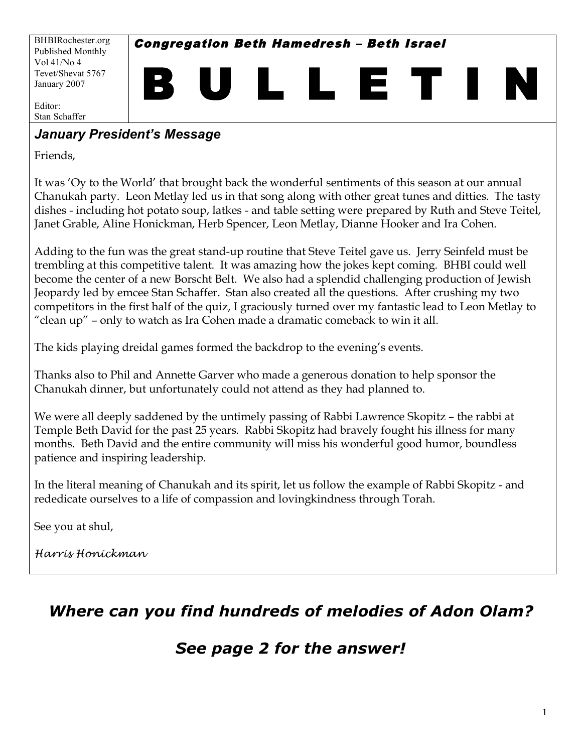BHBIRochester.org
Published Monthly
Vol 41/No 4
Tevet/Shevat 5767
January 2007

Editor:
Stan Schaffer

**Congregation Beth Hamedresh – Beth Israel**

# B U L L E T I N

## *January President's Message*

Friends,

It was 'Oy to the World' that brought back the wonderful sentiments of this season at our annual Chanukah party. Leon Metlay led us in that song along with other great tunes and ditties. The tasty dishes - including hot potato soup, latkes - and table setting were prepared by Ruth and Steve Teitel, Janet Grable, Aline Honickman, Herb Spencer, Leon Metlay, Dianne Hooker and Ira Cohen.

Adding to the fun was the great stand-up routine that Steve Teitel gave us. Jerry Seinfeld must be trembling at this competitive talent. It was amazing how the jokes kept coming. BHBI could well become the center of a new Borscht Belt. We also had a splendid challenging production of Jewish Jeopardy led by emcee Stan Schaffer. Stan also created all the questions. After crushing my two competitors in the first half of the quiz, I graciously turned over my fantastic lead to Leon Metlay to "clean up" – only to watch as Ira Cohen made a dramatic comeback to win it all.

The kids playing dreidal games formed the backdrop to the evening's events.

Thanks also to Phil and Annette Garver who made a generous donation to help sponsor the Chanukah dinner, but unfortunately could not attend as they had planned to.

We were all deeply saddened by the untimely passing of Rabbi Lawrence Skopitz – the rabbi at Temple Beth David for the past 25 years. Rabbi Skopitz had bravely fought his illness for many months. Beth David and the entire community will miss his wonderful good humor, boundless patience and inspiring leadership.

In the literal meaning of Chanukah and its spirit, let us follow the example of Rabbi Skopitz - and rededicate ourselves to a life of compassion and lovingkindness through Torah.

See you at shul,

*Harris Honickman*

## *Where can you find hundreds of melodies of Adon Olam?*

## *See page 2 for the answer!*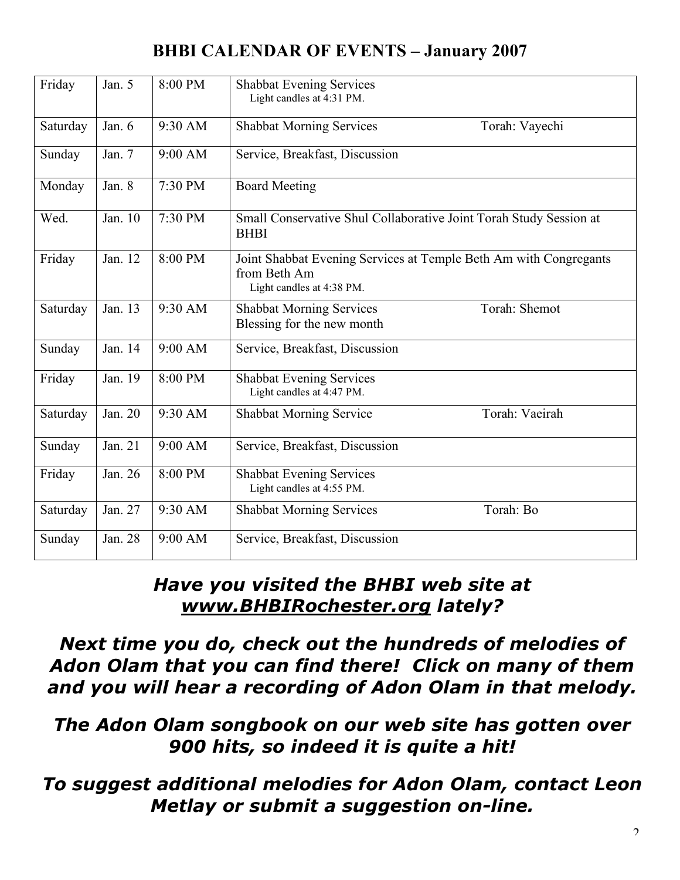## BHBI CALENDAR OF EVENTS – January 2007

| | | | | |
|---|---|---|---|---|
| Friday | Jan. 5 | 8:00 PM | Shabbat Evening Services<br>Light candles at 4:31 PM. | |
| Saturday | Jan. 6 | 9:30 AM | Shabbat Morning Services | Torah: Vayechi |
| Sunday | Jan. 7 | 9:00 AM | Service, Breakfast, Discussion | |
| Monday | Jan. 8 | 7:30 PM | Board Meeting | |
| Wed. | Jan. 10 | 7:30 PM | Small Conservative Shul Collaborative Joint Torah Study Session at BHBI | |
| Friday | Jan. 12 | 8:00 PM | Joint Shabbat Evening Services at Temple Beth Am with Congregants from Beth Am<br>Light candles at 4:38 PM. | |
| Saturday | Jan. 13 | 9:30 AM | Shabbat Morning Services<br>Blessing for the new month | Torah: Shemot |
| Sunday | Jan. 14 | 9:00 AM | Service, Breakfast, Discussion | |
| Friday | Jan. 19 | 8:00 PM | Shabbat Evening Services<br>Light candles at 4:47 PM. | |
| Saturday | Jan. 20 | 9:30 AM | Shabbat Morning Service | Torah: Vaeirah |
| Sunday | Jan. 21 | 9:00 AM | Service, Breakfast, Discussion | |
| Friday | Jan. 26 | 8:00 PM | Shabbat Evening Services<br>Light candles at 4:55 PM. | |
| Saturday | Jan. 27 | 9:30 AM | Shabbat Morning Services | Torah: Bo |
| Sunday | Jan. 28 | 9:00 AM | Service, Breakfast, Discussion | |

***Have you visited the BHBI web site at www.BHBIRochester.org lately?***

***Next time you do, check out the hundreds of melodies of Adon Olam that you can find there! Click on many of them and you will hear a recording of Adon Olam in that melody.***

***The Adon Olam songbook on our web site has gotten over 900 hits, so indeed it is quite a hit!***

***To suggest additional melodies for Adon Olam, contact Leon Metlay or submit a suggestion on-line.***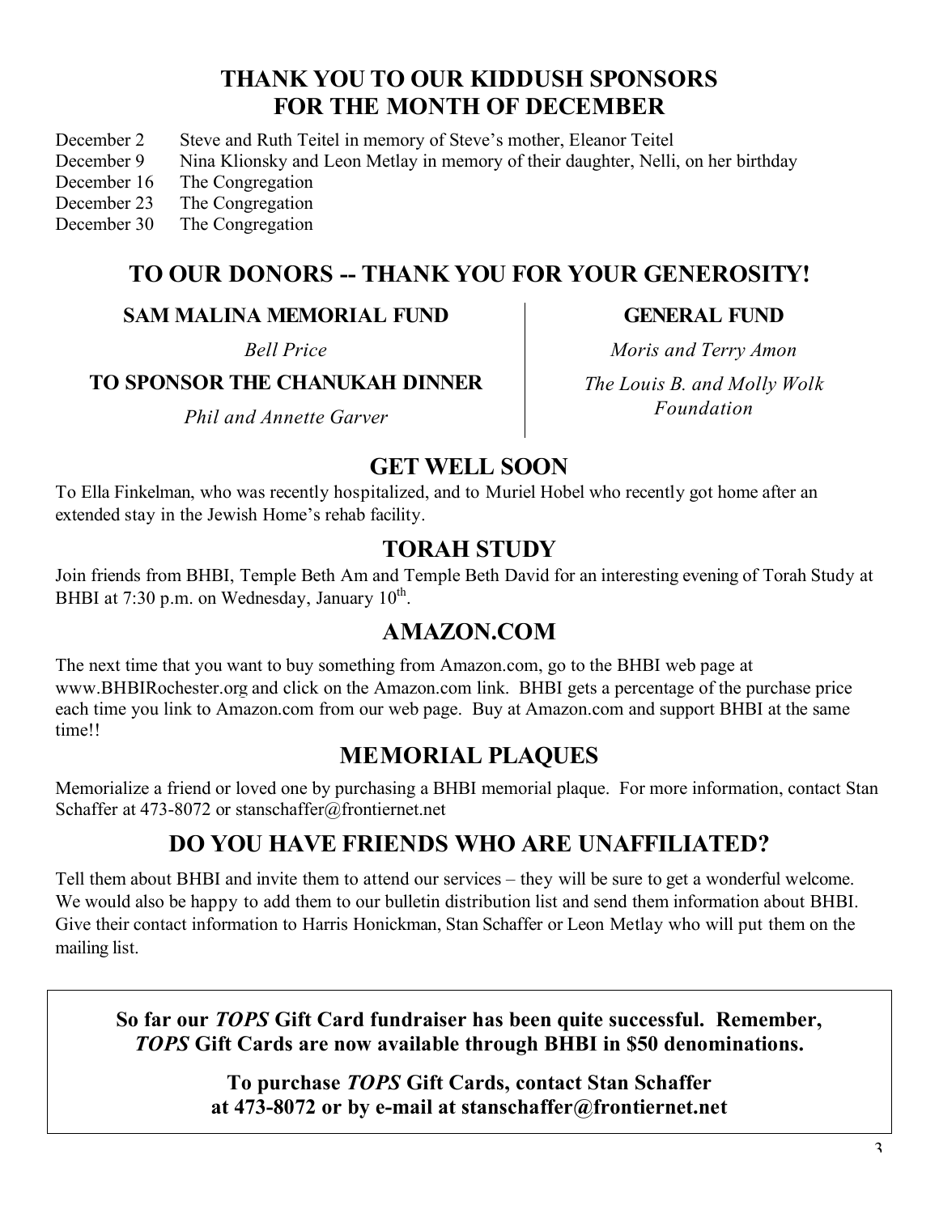## THANK YOU TO OUR KIDDUSH SPONSORS FOR THE MONTH OF DECEMBER

December 2 Steve and Ruth Teitel in memory of Steve's mother, Eleanor Teitel
December 9 Nina Klionsky and Leon Metlay in memory of their daughter, Nelli, on her birthday
December 16 The Congregation
December 23 The Congregation
December 30 The Congregation

## TO OUR DONORS -- THANK YOU FOR YOUR GENEROSITY!

**SAM MALINA MEMORIAL FUND**

*Bell Price*

**TO SPONSOR THE CHANUKAH DINNER**

*Phil and Annette Garver*

**GENERAL FUND**

*Moris and Terry Amon*

*The Louis B. and Molly Wolk Foundation*

## GET WELL SOON

To Ella Finkelman, who was recently hospitalized, and to Muriel Hobel who recently got home after an extended stay in the Jewish Home's rehab facility.

## TORAH STUDY

Join friends from BHBI, Temple Beth Am and Temple Beth David for an interesting evening of Torah Study at BHBI at 7:30 p.m. on Wednesday, January 10th.

## AMAZON.COM

The next time that you want to buy something from Amazon.com, go to the BHBI web page at www.BHBIRochester.org and click on the Amazon.com link. BHBI gets a percentage of the purchase price each time you link to Amazon.com from our web page. Buy at Amazon.com and support BHBI at the same time!!

## MEMORIAL PLAQUES

Memorialize a friend or loved one by purchasing a BHBI memorial plaque. For more information, contact Stan Schaffer at 473-8072 or stanschaffer@frontiernet.net

## DO YOU HAVE FRIENDS WHO ARE UNAFFILIATED?

Tell them about BHBI and invite them to attend our services – they will be sure to get a wonderful welcome. We would also be happy to add them to our bulletin distribution list and send them information about BHBI. Give their contact information to Harris Honickman, Stan Schaffer or Leon Metlay who will put them on the mailing list.

**So far our *TOPS* Gift Card fundraiser has been quite successful. Remember, *TOPS* Gift Cards are now available through BHBI in $50 denominations.**

**To purchase *TOPS* Gift Cards, contact Stan Schaffer at 473-8072 or by e-mail at stanschaffer@frontiernet.net**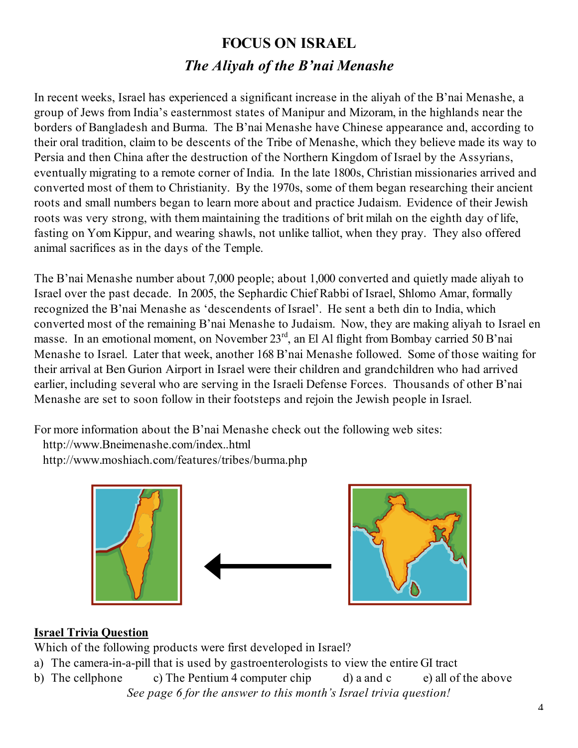# FOCUS ON ISRAEL

## *The Aliyah of the B'nai Menashe*

In recent weeks, Israel has experienced a significant increase in the aliyah of the B'nai Menashe, a group of Jews from India's easternmost states of Manipur and Mizoram, in the highlands near the borders of Bangladesh and Burma. The B'nai Menashe have Chinese appearance and, according to their oral tradition, claim to be descents of the Tribe of Menashe, which they believe made its way to Persia and then China after the destruction of the Northern Kingdom of Israel by the Assyrians, eventually migrating to a remote corner of India. In the late 1800s, Christian missionaries arrived and converted most of them to Christianity. By the 1970s, some of them began researching their ancient roots and small numbers began to learn more about and practice Judaism. Evidence of their Jewish roots was very strong, with them maintaining the traditions of brit milah on the eighth day of life, fasting on Yom Kippur, and wearing shawls, not unlike talliot, when they pray. They also offered animal sacrifices as in the days of the Temple.

The B'nai Menashe number about 7,000 people; about 1,000 converted and quietly made aliyah to Israel over the past decade. In 2005, the Sephardic Chief Rabbi of Israel, Shlomo Amar, formally recognized the B'nai Menashe as 'descendents of Israel'. He sent a beth din to India, which converted most of the remaining B'nai Menashe to Judaism. Now, they are making aliyah to Israel en masse. In an emotional moment, on November 23rd, an El Al flight from Bombay carried 50 B'nai Menashe to Israel. Later that week, another 168 B'nai Menashe followed. Some of those waiting for their arrival at Ben Gurion Airport in Israel were their children and grandchildren who had arrived earlier, including several who are serving in the Israeli Defense Forces. Thousands of other B'nai Menashe are set to soon follow in their footsteps and rejoin the Jewish people in Israel.

For more information about the B'nai Menashe check out the following web sites:
http://www.Bneimenashe.com/index..html
http://www.moshiach.com/features/tribes/burma.php

**<u>Israel Trivia Question</u>**

Which of the following products were first developed in Israel?

a) The camera-in-a-pill that is used by gastroenterologists to view the entire GI tract
b) The cellphone
c) The Pentium 4 computer chip
d) a and c
e) all of the above

*See page 6 for the answer to this month's Israel trivia question!*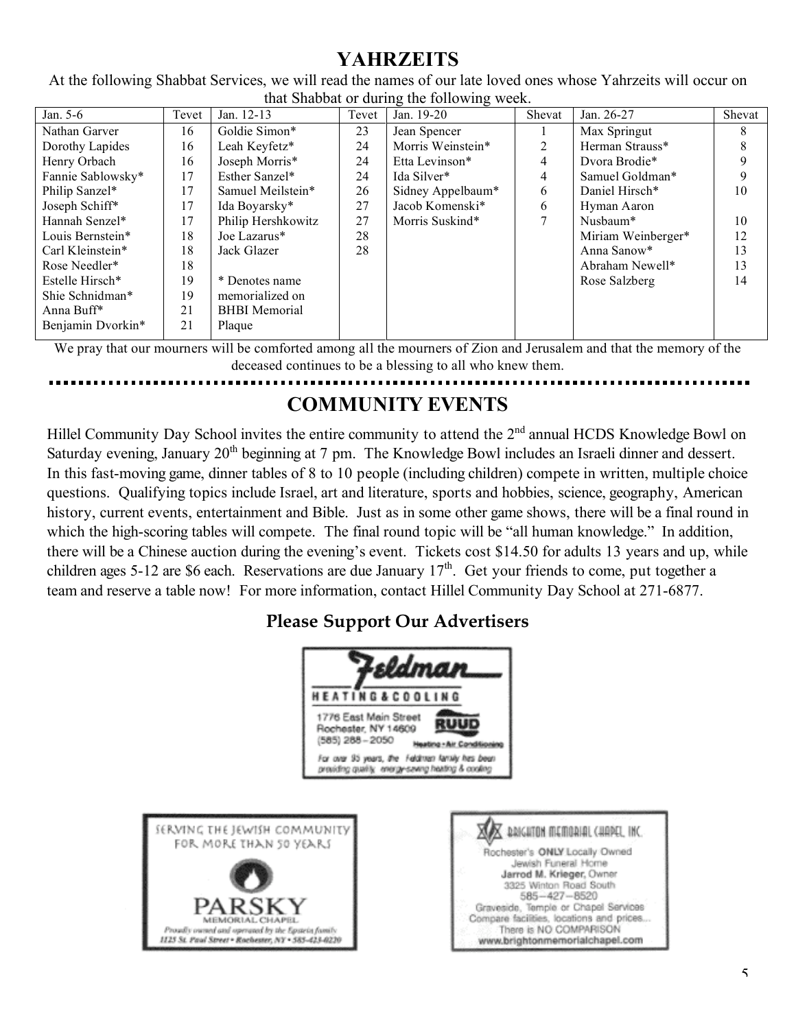## YAHRZEITS

At the following Shabbat Services, we will read the names of our late loved ones whose Yahrzeits will occur on that Shabbat or during the following week.

| Jan. 5-6 | Tevet | Jan. 12-13 | Tevet | Jan. 19-20 | Shevat | Jan. 26-27 | Shevat |
|---|---|---|---|---|---|---|---|
| Nathan Garver | 16 | Goldie Simon* | 23 | Jean Spencer | 1 | Max Springut | 8 |
| Dorothy Lapides | 16 | Leah Keyfetz* | 24 | Morris Weinstein* | 2 | Herman Strauss* | 8 |
| Henry Orbach | 16 | Joseph Morris* | 24 | Etta Levinson* | 4 | Dvora Brodie* | 9 |
| Fannie Sablowsky* | 17 | Esther Sanzel* | 24 | Ida Silver* | 4 | Samuel Goldman* | 9 |
| Philip Sanzel* | 17 | Samuel Meilstein* | 26 | Sidney Appelbaum* | 6 | Daniel Hirsch* | 10 |
| Joseph Schiff* | 17 | Ida Boyarsky* | 27 | Jacob Komenski* | 6 | Hyman Aaron | |
| Hannah Senzel* | 17 | Philip Hershkowitz | 27 | Morris Suskind* | 7 | Nusbaum* | 10 |
| Louis Bernstein* | 18 | Joe Lazarus* | 28 | | | Miriam Weinberger* | 12 |
| Carl Kleinstein* | 18 | Jack Glazer | 28 | | | Anna Sanow* | 13 |
| Rose Needler* | 18 | | | | | Abraham Newell* | 13 |
| Estelle Hirsch* | 19 | * Denotes name | | | | Rose Salzberg | 14 |
| Shie Schnidman* | 19 | memorialized on | | | | | |
| Anna Buff* | 21 | BHBI Memorial | | | | | |
| Benjamin Dvorkin* | 21 | Plaque | | | | | |

We pray that our mourners will be comforted among all the mourners of Zion and Jerusalem and that the memory of the deceased continues to be a blessing to all who knew them.

## COMMUNITY EVENTS

Hillel Community Day School invites the entire community to attend the 2nd annual HCDS Knowledge Bowl on Saturday evening, January 20th beginning at 7 pm. The Knowledge Bowl includes an Israeli dinner and dessert. In this fast-moving game, dinner tables of 8 to 10 people (including children) compete in written, multiple choice questions. Qualifying topics include Israel, art and literature, sports and hobbies, science, geography, American history, current events, entertainment and Bible. Just as in some other game shows, there will be a final round in which the high-scoring tables will compete. The final round topic will be "all human knowledge." In addition, there will be a Chinese auction during the evening's event. Tickets cost $14.50 for adults 13 years and up, while children ages 5-12 are $6 each. Reservations are due January 17th. Get your friends to come, put together a team and reserve a table now! For more information, contact Hillel Community Day School at 271-6877.

### Please Support Our Advertisers

**Feldman Heating & Cooling**
1776 East Main Street
Rochester, NY 14609
(585) 288-2050
RUUD Heating • Air Conditioning
For over 95 years, the Feldman family has been providing quality, energy-saving heating & cooling

SERVING THE JEWISH COMMUNITY FOR MORE THAN 50 YEARS
**PARSKY** MEMORIAL CHAPEL
Proudly owned and operated by the Epstein family
1125 St. Paul Street • Rochester, NY • 585-423-0220

**BRIGHTON MEMORIAL CHAPEL, INC.**
Rochester's ONLY Locally Owned Jewish Funeral Home
Jarrod M. Krieger, Owner
3325 Winton Road South
585–427–8520
Graveside, Temple or Chapel Services
Compare facilities, locations and prices...
There is NO COMPARISON
www.brightonmemorialchapel.com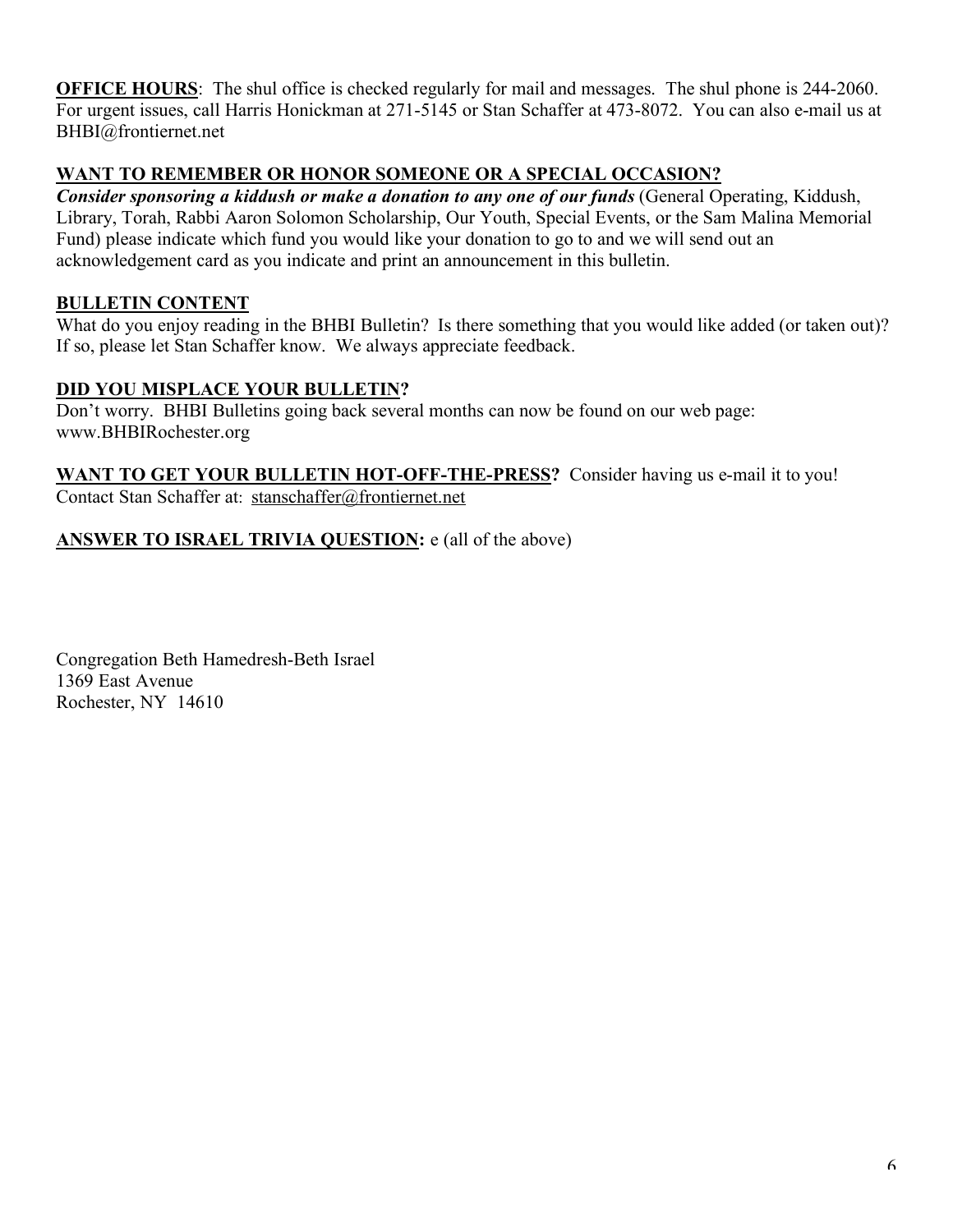**OFFICE HOURS**: The shul office is checked regularly for mail and messages. The shul phone is 244-2060. For urgent issues, call Harris Honickman at 271-5145 or Stan Schaffer at 473-8072. You can also e-mail us at BHBI@frontiernet.net

**WANT TO REMEMBER OR HONOR SOMEONE OR A SPECIAL OCCASION?**

***Consider sponsoring a kiddush or make a donation to any one of our funds*** (General Operating, Kiddush, Library, Torah, Rabbi Aaron Solomon Scholarship, Our Youth, Special Events, or the Sam Malina Memorial Fund) please indicate which fund you would like your donation to go to and we will send out an acknowledgement card as you indicate and print an announcement in this bulletin.

**BULLETIN CONTENT**

What do you enjoy reading in the BHBI Bulletin? Is there something that you would like added (or taken out)? If so, please let Stan Schaffer know. We always appreciate feedback.

**DID YOU MISPLACE YOUR BULLETIN?**

Don't worry. BHBI Bulletins going back several months can now be found on our web page: www.BHBIRochester.org

**WANT TO GET YOUR BULLETIN HOT-OFF-THE-PRESS?** Consider having us e-mail it to you! Contact Stan Schaffer at: stanschaffer@frontiernet.net

**ANSWER TO ISRAEL TRIVIA QUESTION:** e (all of the above)

Congregation Beth Hamedresh-Beth Israel
1369 East Avenue
Rochester, NY 14610